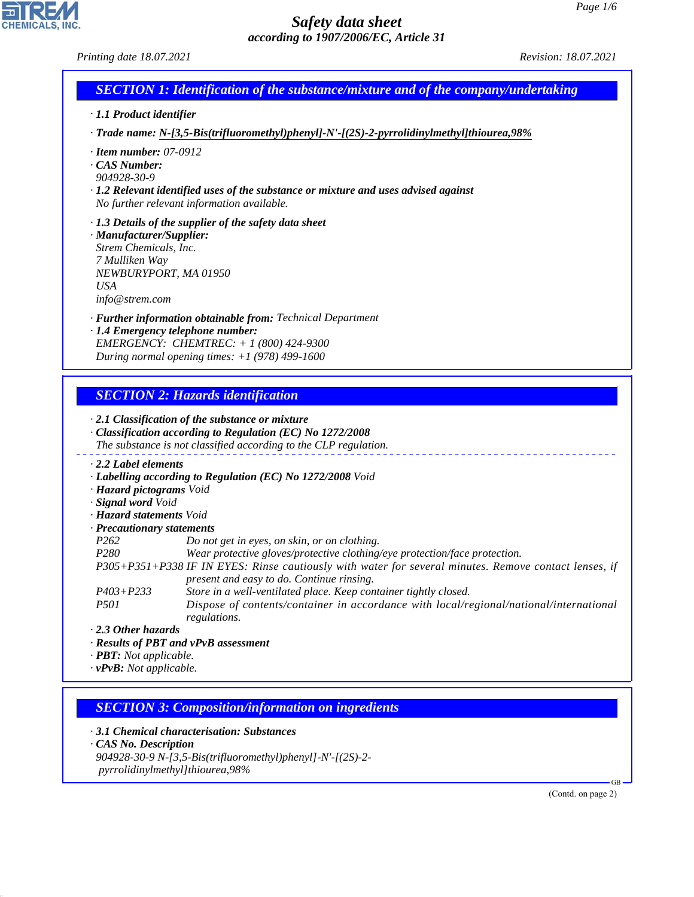# Safety data sheet

*according to 1907/2006/EC, Article 31*

*Printing date 18.07.2021* *Revision: 18.07.2021*

## SECTION 1: Identification of the substance/mixture and of the company/undertaking

· **1.1 Product identifier**

· **Trade name:** N-[3,5-Bis(trifluoromethyl)phenyl]-N'-[(2S)-2-pyrrolidinylmethyl]thiourea,98%

· **Item number:** 07-0912
· **CAS Number:**
904928-30-9
· **1.2 Relevant identified uses of the substance or mixture and uses advised against**
No further relevant information available.

· **1.3 Details of the supplier of the safety data sheet**
· **Manufacturer/Supplier:**
Strem Chemicals, Inc.
7 Mulliken Way
NEWBURYPORT, MA 01950
USA
info@strem.com

· **Further information obtainable from:** Technical Department
· **1.4 Emergency telephone number:**
EMERGENCY: CHEMTREC: + 1 (800) 424-9300
During normal opening times: +1 (978) 499-1600

## SECTION 2: Hazards identification

· **2.1 Classification of the substance or mixture**
· **Classification according to Regulation (EC) No 1272/2008**
The substance is not classified according to the CLP regulation.

· **2.2 Label elements**
· **Labelling according to Regulation (EC) No 1272/2008** Void
· **Hazard pictograms** Void
· **Signal word** Void
· **Hazard statements** Void
· **Precautionary statements**

| | |
|---|---|
| P262 | Do not get in eyes, on skin, or on clothing. |
| P280 | Wear protective gloves/protective clothing/eye protection/face protection. |
| P305+P351+P338 | IF IN EYES: Rinse cautiously with water for several minutes. Remove contact lenses, if present and easy to do. Continue rinsing. |
| P403+P233 | Store in a well-ventilated place. Keep container tightly closed. |
| P501 | Dispose of contents/container in accordance with local/regional/national/international regulations. |

· **2.3 Other hazards**
· **Results of PBT and vPvB assessment**
· **PBT:** Not applicable.
· **vPvB:** Not applicable.

## SECTION 3: Composition/information on ingredients

· **3.1 Chemical characterisation: Substances**
· **CAS No. Description**
904928-30-9 N-[3,5-Bis(trifluoromethyl)phenyl]-N'-[(2S)-2-pyrrolidinylmethyl]thiourea,98%

(Contd. on page 2)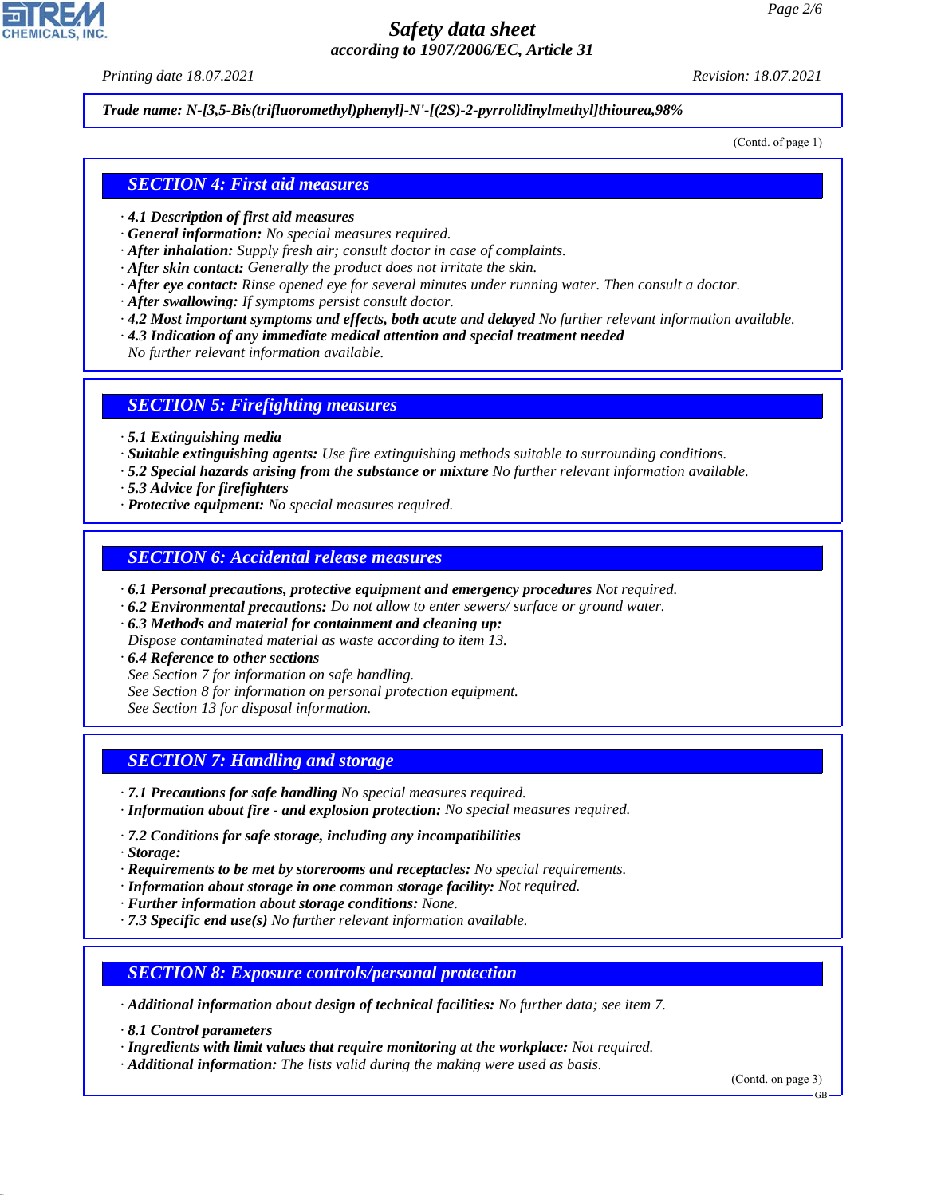**Trade name: N-[3,5-Bis(trifluoromethyl)phenyl]-N'-[(2S)-2-pyrrolidinylmethyl]thiourea,98%**

(Contd. of page 1)

## SECTION 4: First aid measures

· **4.1 Description of first aid measures**
· **General information:** No special measures required.
· **After inhalation:** Supply fresh air; consult doctor in case of complaints.
· **After skin contact:** Generally the product does not irritate the skin.
· **After eye contact:** Rinse opened eye for several minutes under running water. Then consult a doctor.
· **After swallowing:** If symptoms persist consult doctor.
· **4.2 Most important symptoms and effects, both acute and delayed** No further relevant information available.
· **4.3 Indication of any immediate medical attention and special treatment needed**
No further relevant information available.

## SECTION 5: Firefighting measures

· **5.1 Extinguishing media**
· **Suitable extinguishing agents:** Use fire extinguishing methods suitable to surrounding conditions.
· **5.2 Special hazards arising from the substance or mixture** No further relevant information available.
· **5.3 Advice for firefighters**
· **Protective equipment:** No special measures required.

## SECTION 6: Accidental release measures

· **6.1 Personal precautions, protective equipment and emergency procedures** Not required.
· **6.2 Environmental precautions:** Do not allow to enter sewers/ surface or ground water.
· **6.3 Methods and material for containment and cleaning up:**
Dispose contaminated material as waste according to item 13.
· **6.4 Reference to other sections**
See Section 7 for information on safe handling.
See Section 8 for information on personal protection equipment.
See Section 13 for disposal information.

## SECTION 7: Handling and storage

· **7.1 Precautions for safe handling** No special measures required.
· **Information about fire - and explosion protection:** No special measures required.

· **7.2 Conditions for safe storage, including any incompatibilities**
· **Storage:**
· **Requirements to be met by storerooms and receptacles:** No special requirements.
· **Information about storage in one common storage facility:** Not required.
· **Further information about storage conditions:** None.
· **7.3 Specific end use(s)** No further relevant information available.

## SECTION 8: Exposure controls/personal protection

· **Additional information about design of technical facilities:** No further data; see item 7.

· **8.1 Control parameters**
· **Ingredients with limit values that require monitoring at the workplace:** Not required.
· **Additional information:** The lists valid during the making were used as basis.

(Contd. on page 3)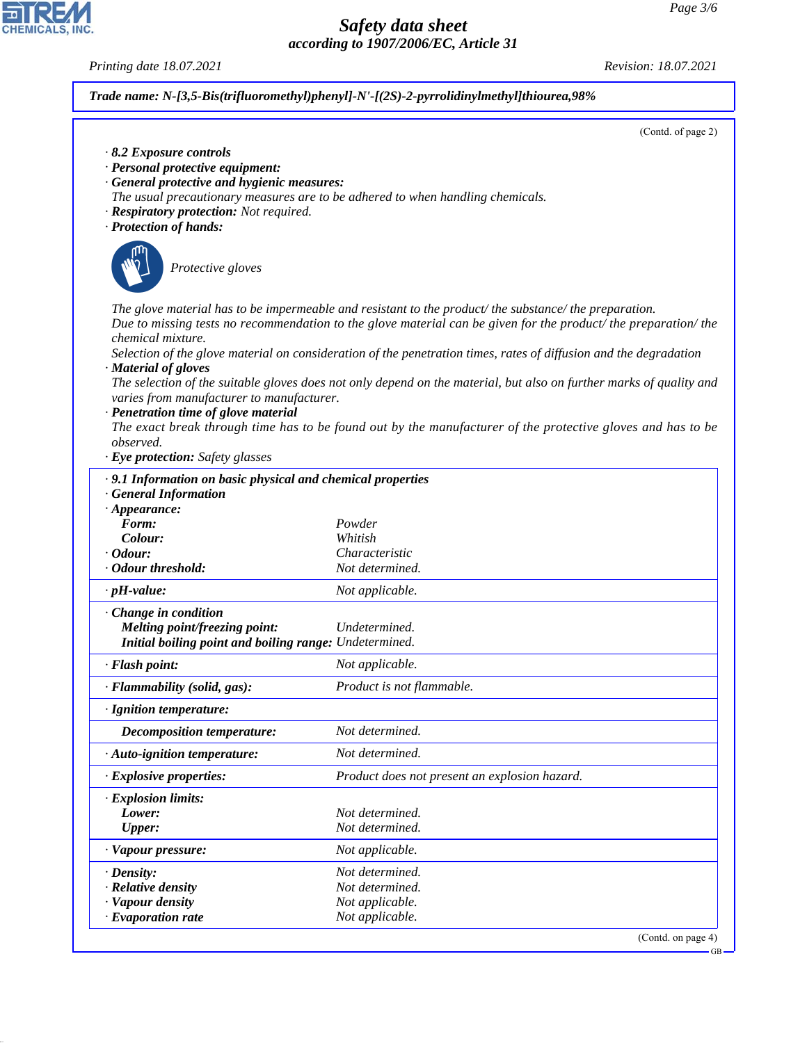*Safety data sheet*
*according to 1907/2006/EC, Article 31*

Printing date 18.07.2021 | Revision: 18.07.2021

**Trade name: N-[3,5-Bis(trifluoromethyl)phenyl]-N'-[(2S)-2-pyrrolidinylmethyl]thiourea,98%**

(Contd. of page 2)

· **8.2 Exposure controls**
· **Personal protective equipment:**
· **General protective and hygienic measures:**
The usual precautionary measures are to be adhered to when handling chemicals.
· **Respiratory protection:** Not required.
· **Protection of hands:**

Protective gloves

The glove material has to be impermeable and resistant to the product/ the substance/ the preparation.
Due to missing tests no recommendation to the glove material can be given for the product/ the preparation/ the chemical mixture.
Selection of the glove material on consideration of the penetration times, rates of diffusion and the degradation
· **Material of gloves**
The selection of the suitable gloves does not only depend on the material, but also on further marks of quality and varies from manufacturer to manufacturer.
· **Penetration time of glove material**
The exact break through time has to be found out by the manufacturer of the protective gloves and has to be observed.
· **Eye protection:** Safety glasses

| · **9.1 Information on basic physical and chemical properties** | |
|---|---|
| · **General Information** | |
| · **Appearance:** | |
| **Form:** | Powder |
| **Colour:** | Whitish |
| · **Odour:** | Characteristic |
| · **Odour threshold:** | Not determined. |
| · **pH-value:** | Not applicable. |
| · **Change in condition** | |
| **Melting point/freezing point:** | Undetermined. |
| **Initial boiling point and boiling range:** | Undetermined. |
| · **Flash point:** | Not applicable. |
| · **Flammability (solid, gas):** | Product is not flammable. |
| · **Ignition temperature:** | |
| **Decomposition temperature:** | Not determined. |
| · **Auto-ignition temperature:** | Not determined. |
| · **Explosive properties:** | Product does not present an explosion hazard. |
| · **Explosion limits:** | |
| **Lower:** | Not determined. |
| **Upper:** | Not determined. |
| · **Vapour pressure:** | Not applicable. |
| · **Density:** | Not determined. |
| · **Relative density** | Not determined. |
| · **Vapour density** | Not applicable. |
| · **Evaporation rate** | Not applicable. |

(Contd. on page 4)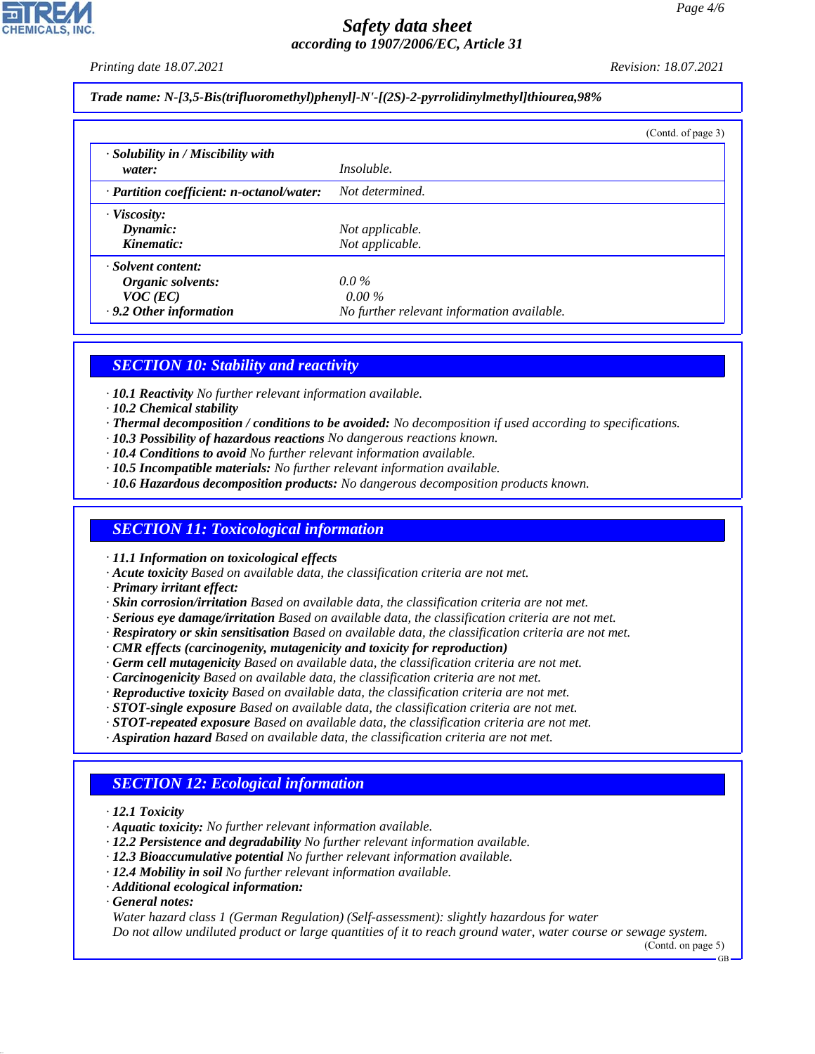**Trade name: N-[3,5-Bis(trifluoromethyl)phenyl]-N'-[(2S)-2-pyrrolidinylmethyl]thiourea,98%**

(Contd. of page 3)

| | |
|---|---|
| · **Solubility in / Miscibility with water:** | Insoluble. |
| · **Partition coefficient: n-octanol/water:** | Not determined. |
| · **Viscosity:** | |
| **Dynamic:** | Not applicable. |
| **Kinematic:** | Not applicable. |
| · **Solvent content:** | |
| **Organic solvents:** | 0.0 % |
| **VOC (EC)** | 0.00 % |
| · **9.2 Other information** | No further relevant information available. |

## SECTION 10: Stability and reactivity

· **10.1 Reactivity** No further relevant information available.
· **10.2 Chemical stability**
· **Thermal decomposition / conditions to be avoided:** No decomposition if used according to specifications.
· **10.3 Possibility of hazardous reactions** No dangerous reactions known.
· **10.4 Conditions to avoid** No further relevant information available.
· **10.5 Incompatible materials:** No further relevant information available.
· **10.6 Hazardous decomposition products:** No dangerous decomposition products known.

## SECTION 11: Toxicological information

· **11.1 Information on toxicological effects**
· **Acute toxicity** Based on available data, the classification criteria are not met.
· **Primary irritant effect:**
· **Skin corrosion/irritation** Based on available data, the classification criteria are not met.
· **Serious eye damage/irritation** Based on available data, the classification criteria are not met.
· **Respiratory or skin sensitisation** Based on available data, the classification criteria are not met.
· **CMR effects (carcinogenity, mutagenicity and toxicity for reproduction)**
· **Germ cell mutagenicity** Based on available data, the classification criteria are not met.
· **Carcinogenicity** Based on available data, the classification criteria are not met.
· **Reproductive toxicity** Based on available data, the classification criteria are not met.
· **STOT-single exposure** Based on available data, the classification criteria are not met.
· **STOT-repeated exposure** Based on available data, the classification criteria are not met.
· **Aspiration hazard** Based on available data, the classification criteria are not met.

## SECTION 12: Ecological information

· **12.1 Toxicity**
· **Aquatic toxicity:** No further relevant information available.
· **12.2 Persistence and degradability** No further relevant information available.
· **12.3 Bioaccumulative potential** No further relevant information available.
· **12.4 Mobility in soil** No further relevant information available.
· **Additional ecological information:**
· **General notes:**
Water hazard class 1 (German Regulation) (Self-assessment): slightly hazardous for water
Do not allow undiluted product or large quantities of it to reach ground water, water course or sewage system.

(Contd. on page 5)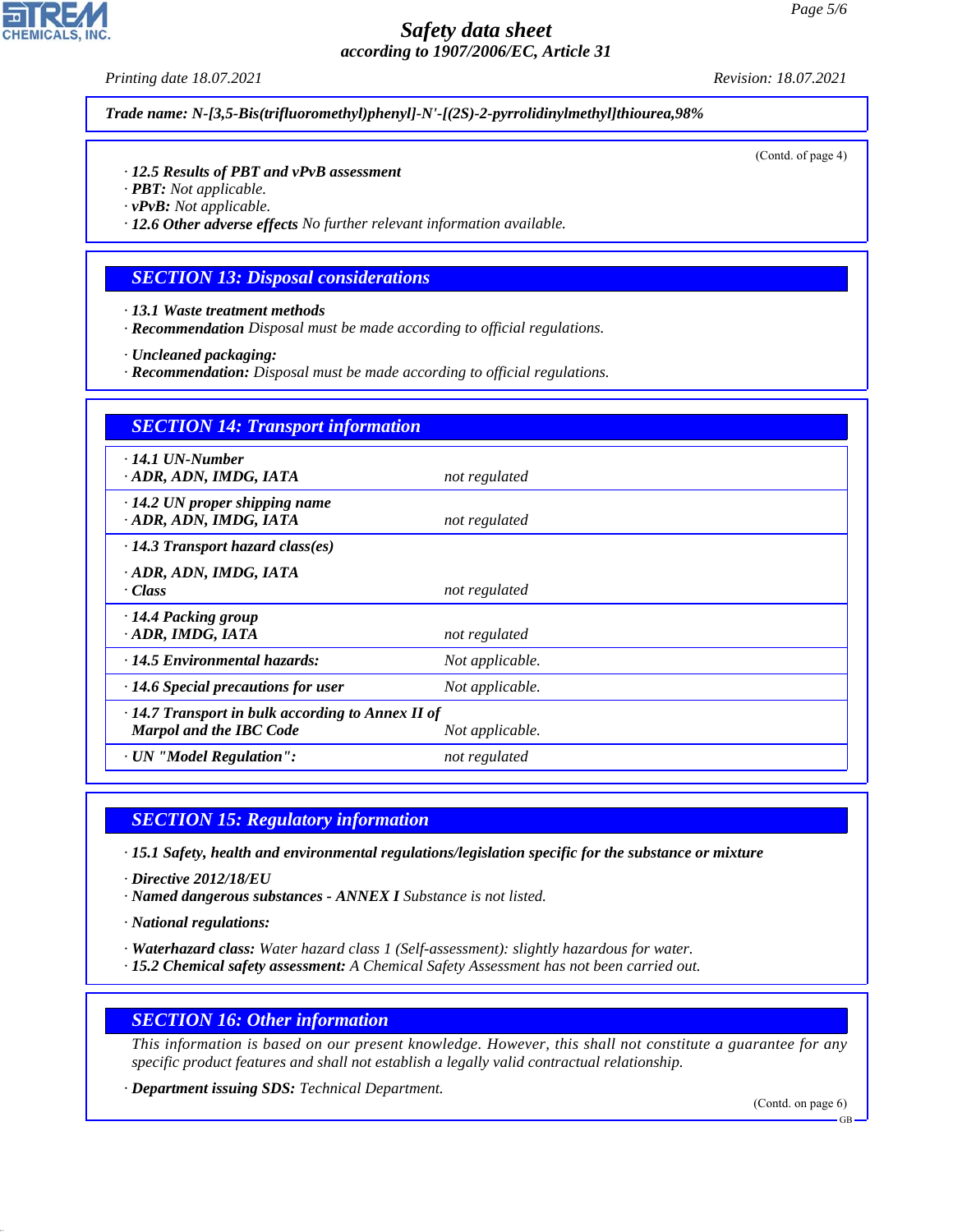**Trade name: N-[3,5-Bis(trifluoromethyl)phenyl]-N'-[(2S)-2-pyrrolidinylmethyl]thiourea,98%**

(Contd. of page 4)

· **12.5 Results of PBT and vPvB assessment**
· **PBT:** Not applicable.
· **vPvB:** Not applicable.
· **12.6 Other adverse effects** No further relevant information available.

## SECTION 13: Disposal considerations

· **13.1 Waste treatment methods**
· **Recommendation** Disposal must be made according to official regulations.

· **Uncleaned packaging:**
· **Recommendation:** Disposal must be made according to official regulations.

## SECTION 14: Transport information

| | |
|---|---|
| · **14.1 UN-Number**<br>· **ADR, ADN, IMDG, IATA** | not regulated |
| · **14.2 UN proper shipping name**<br>· **ADR, ADN, IMDG, IATA** | not regulated |
| · **14.3 Transport hazard class(es)**<br>· **ADR, ADN, IMDG, IATA**<br>· **Class** | not regulated |
| · **14.4 Packing group**<br>· **ADR, IMDG, IATA** | not regulated |
| · **14.5 Environmental hazards:** | Not applicable. |
| · **14.6 Special precautions for user** | Not applicable. |
| · **14.7 Transport in bulk according to Annex II of Marpol and the IBC Code** | Not applicable. |
| · **UN "Model Regulation":** | not regulated |

## SECTION 15: Regulatory information

· **15.1 Safety, health and environmental regulations/legislation specific for the substance or mixture**

· **Directive 2012/18/EU**
· **Named dangerous substances - ANNEX I** Substance is not listed.

· **National regulations:**

· **Waterhazard class:** Water hazard class 1 (Self-assessment): slightly hazardous for water.
· **15.2 Chemical safety assessment:** A Chemical Safety Assessment has not been carried out.

## SECTION 16: Other information

This information is based on our present knowledge. However, this shall not constitute a guarantee for any specific product features and shall not establish a legally valid contractual relationship.

· **Department issuing SDS:** Technical Department.

(Contd. on page 6)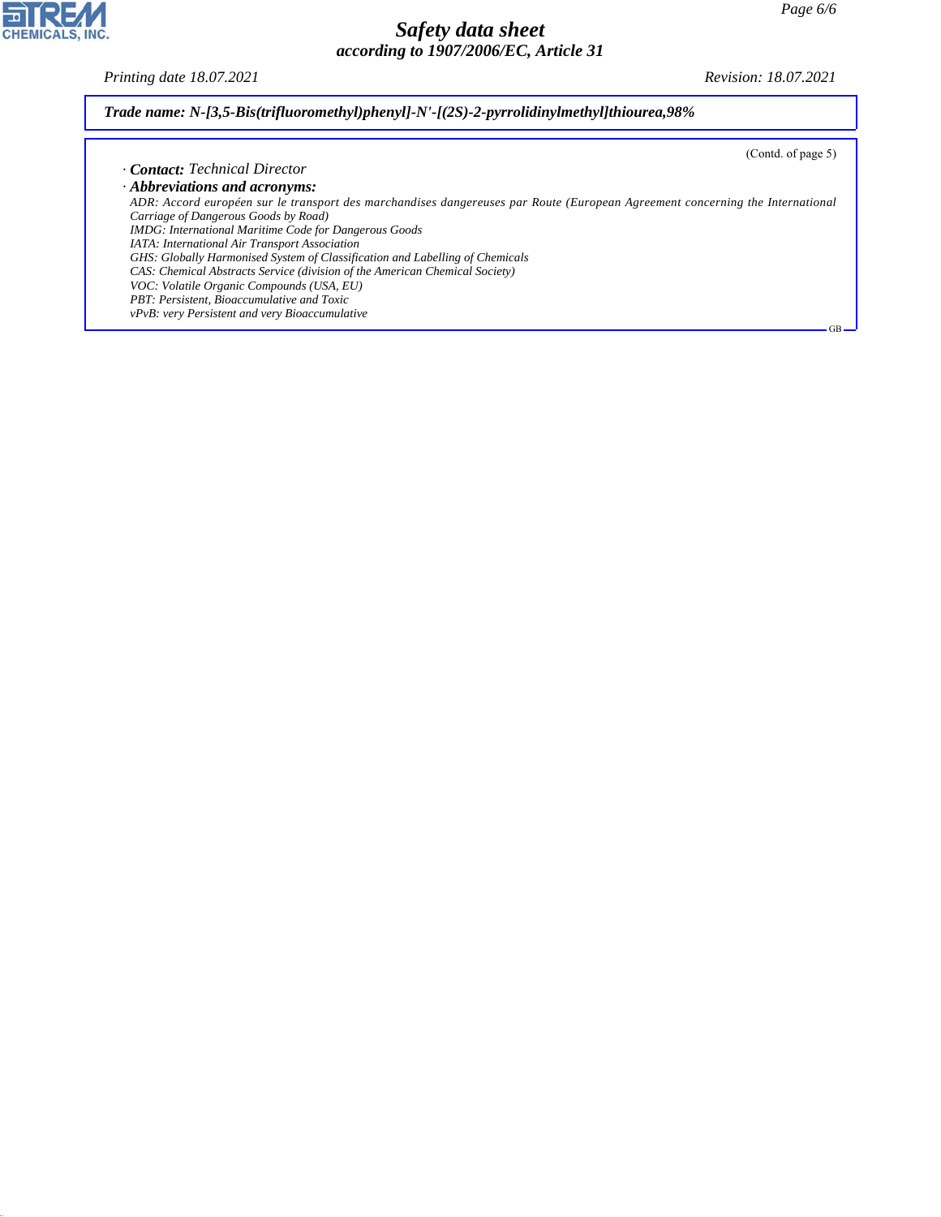(Contd. of page 5)

· **Contact:** *Technical Director*

· ***Abbreviations and acronyms:***

*ADR: Accord européen sur le transport des marchandises dangereuses par Route (European Agreement concerning the International Carriage of Dangerous Goods by Road)*
*IMDG: International Maritime Code for Dangerous Goods*
*IATA: International Air Transport Association*
*GHS: Globally Harmonised System of Classification and Labelling of Chemicals*
*CAS: Chemical Abstracts Service (division of the American Chemical Society)*
*VOC: Volatile Organic Compounds (USA, EU)*
*PBT: Persistent, Bioaccumulative and Toxic*
*vPvB: very Persistent and very Bioaccumulative*

GB